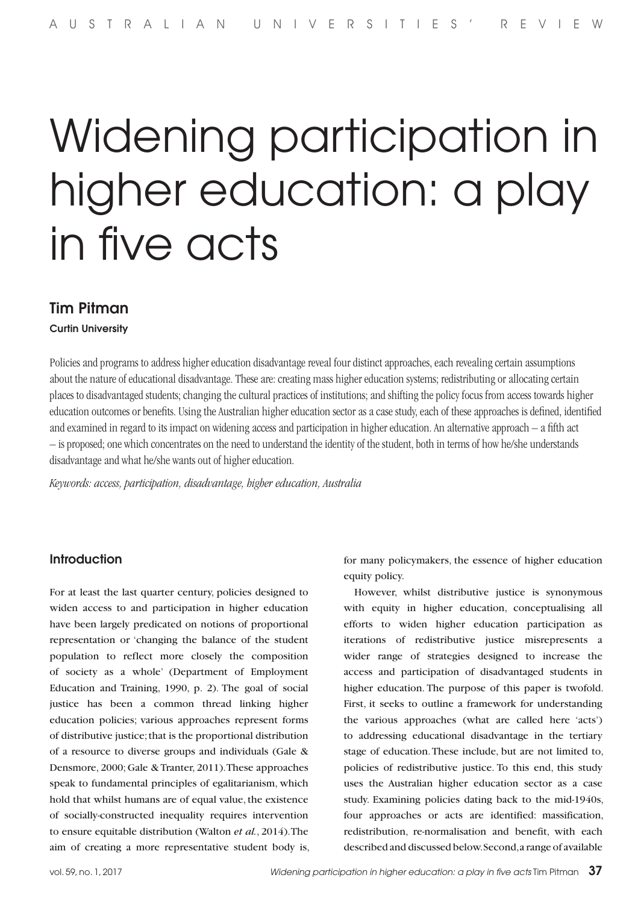# Widening participation in higher education: a play in five acts

**Tim Pitman**

**Curtin University**

Policies and programs to address higher education disadvantage reveal four distinct approaches, each revealing certain assumptions about the nature of educational disadvantage. These are: creating mass higher education systems; redistributing or allocating certain places to disadvantaged students; changing the cultural practices of institutions; and shifting the policy focus from access towards higher education outcomes or benefits. Using the Australian higher education sector as a case study, each of these approaches is defined, identified and examined in regard to its impact on widening access and participation in higher education. An alternative approach – a fifth act – is proposed; one which concentrates on the need to understand the identity of the student, both in terms of how he/she understands disadvantage and what he/she wants out of higher education.

*Keywords: access, participation, disadvantage, higher education, Australia*

## Introduction

For at least the last quarter century, policies designed to widen access to and participation in higher education have been largely predicated on notions of proportional representation or 'changing the balance of the student population to reflect more closely the composition of society as a whole' (Department of Employment Education and Training, 1990, p. 2). The goal of social justice has been a common thread linking higher education policies; various approaches represent forms of distributive justice; that is the proportional distribution of a resource to diverse groups and individuals (Gale & Densmore, 2000; Gale & Tranter, 2011). These approaches speak to fundamental principles of egalitarianism, which hold that whilst humans are of equal value, the existence of socially-constructed inequality requires intervention to ensure equitable distribution (Walton *et al.*, 2014). The aim of creating a more representative student body is, for many policymakers, the essence of higher education equity policy.

However, whilst distributive justice is synonymous with equity in higher education, conceptualising all efforts to widen higher education participation as iterations of redistributive justice misrepresents a wider range of strategies designed to increase the access and participation of disadvantaged students in higher education. The purpose of this paper is twofold. First, it seeks to outline a framework for understanding the various approaches (what are called here 'acts') to addressing educational disadvantage in the tertiary stage of education. These include, but are not limited to, policies of redistributive justice. To this end, this study uses the Australian higher education sector as a case study. Examining policies dating back to the mid-1940s, four approaches or acts are identified: massification, redistribution, re-normalisation and benefit, with each described and discussed below. Second, a range of available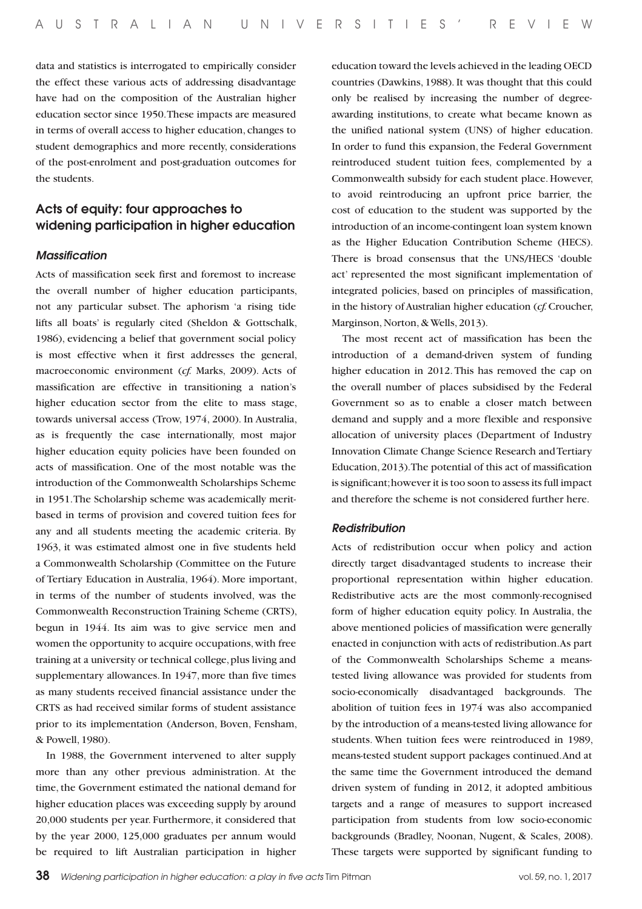data and statistics is interrogated to empirically consider the effect these various acts of addressing disadvantage have had on the composition of the Australian higher education sector since 1950. These impacts are measured in terms of overall access to higher education, changes to student demographics and more recently, considerations of the post-enrolment and post-graduation outcomes for the students.

## Acts of equity: four approaches to widening participation in higher education

### *Massification*

Acts of massification seek first and foremost to increase the overall number of higher education participants, not any particular subset. The aphorism 'a rising tide lifts all boats' is regularly cited (Sheldon & Gottschalk, 1986), evidencing a belief that government social policy is most effective when it first addresses the general, macroeconomic environment (*cf.* Marks, 2009). Acts of massification are effective in transitioning a nation's higher education sector from the elite to mass stage, towards universal access (Trow, 1974, 2000). In Australia, as is frequently the case internationally, most major higher education equity policies have been founded on acts of massification. One of the most notable was the introduction of the Commonwealth Scholarships Scheme in 1951. The Scholarship scheme was academically merit-based in terms of provision and covered tuition fees for any and all students meeting the academic criteria. By 1963, it was estimated almost one in five students held a Commonwealth Scholarship (Committee on the Future of Tertiary Education in Australia, 1964). More important, in terms of the number of students involved, was the Commonwealth Reconstruction Training Scheme (CRTS), begun in 1944. Its aim was to give service men and women the opportunity to acquire occupations, with free training at a university or technical college, plus living and supplementary allowances. In 1947, more than five times as many students received financial assistance under the CRTS as had received similar forms of student assistance prior to its implementation (Anderson, Boven, Fensham, & Powell, 1980).

In 1988, the Government intervened to alter supply more than any other previous administration. At the time, the Government estimated the national demand for higher education places was exceeding supply by around 20,000 students per year. Furthermore, it considered that by the year 2000, 125,000 graduates per annum would be required to lift Australian participation in higher education toward the levels achieved in the leading OECD countries (Dawkins, 1988). It was thought that this could only be realised by increasing the number of degree-awarding institutions, to create what became known as the unified national system (UNS) of higher education. In order to fund this expansion, the Federal Government reintroduced student tuition fees, complemented by a Commonwealth subsidy for each student place. However, to avoid reintroducing an upfront price barrier, the cost of education to the student was supported by the introduction of an income-contingent loan system known as the Higher Education Contribution Scheme (HECS). There is broad consensus that the UNS/HECS 'double act' represented the most significant implementation of integrated policies, based on principles of massification, in the history of Australian higher education (*cf.* Croucher, Marginson, Norton, & Wells, 2013).

The most recent act of massification has been the introduction of a demand-driven system of funding higher education in 2012. This has removed the cap on the overall number of places subsidised by the Federal Government so as to enable a closer match between demand and supply and a more flexible and responsive allocation of university places (Department of Industry Innovation Climate Change Science Research and Tertiary Education, 2013). The potential of this act of massification is significant; however it is too soon to assess its full impact and therefore the scheme is not considered further here.

### *Redistribution*

Acts of redistribution occur when policy and action directly target disadvantaged students to increase their proportional representation within higher education. Redistributive acts are the most commonly-recognised form of higher education equity policy. In Australia, the above mentioned policies of massification were generally enacted in conjunction with acts of redistribution. As part of the Commonwealth Scholarships Scheme a means-tested living allowance was provided for students from socio-economically disadvantaged backgrounds. The abolition of tuition fees in 1974 was also accompanied by the introduction of a means-tested living allowance for students. When tuition fees were reintroduced in 1989, means-tested student support packages continued. And at the same time the Government introduced the demand driven system of funding in 2012, it adopted ambitious targets and a range of measures to support increased participation from students from low socio-economic backgrounds (Bradley, Noonan, Nugent, & Scales, 2008). These targets were supported by significant funding to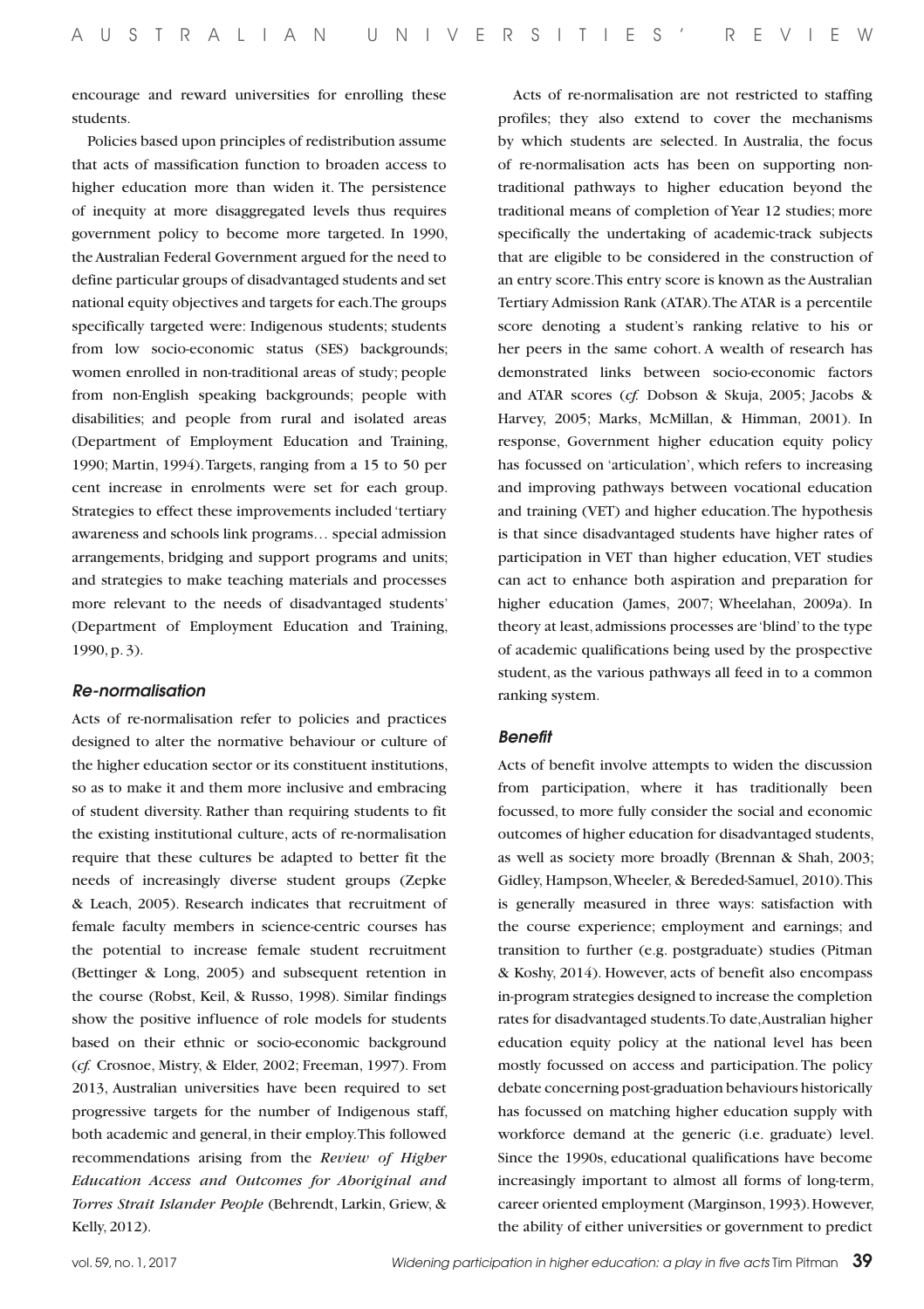encourage and reward universities for enrolling these students.

Policies based upon principles of redistribution assume that acts of massification function to broaden access to higher education more than widen it. The persistence of inequity at more disaggregated levels thus requires government policy to become more targeted. In 1990, the Australian Federal Government argued for the need to define particular groups of disadvantaged students and set national equity objectives and targets for each. The groups specifically targeted were: Indigenous students; students from low socio-economic status (SES) backgrounds; women enrolled in non-traditional areas of study; people from non-English speaking backgrounds; people with disabilities; and people from rural and isolated areas (Department of Employment Education and Training, 1990; Martin, 1994). Targets, ranging from a 15 to 50 per cent increase in enrolments were set for each group. Strategies to effect these improvements included 'tertiary awareness and schools link programs… special admission arrangements, bridging and support programs and units; and strategies to make teaching materials and processes more relevant to the needs of disadvantaged students' (Department of Employment Education and Training, 1990, p. 3).

### *Re-normalisation*

Acts of re-normalisation refer to policies and practices designed to alter the normative behaviour or culture of the higher education sector or its constituent institutions, so as to make it and them more inclusive and embracing of student diversity. Rather than requiring students to fit the existing institutional culture, acts of re-normalisation require that these cultures be adapted to better fit the needs of increasingly diverse student groups (Zepke & Leach, 2005). Research indicates that recruitment of female faculty members in science-centric courses has the potential to increase female student recruitment (Bettinger & Long, 2005) and subsequent retention in the course (Robst, Keil, & Russo, 1998). Similar findings show the positive influence of role models for students based on their ethnic or socio-economic background (*cf.* Crosnoe, Mistry, & Elder, 2002; Freeman, 1997). From 2013, Australian universities have been required to set progressive targets for the number of Indigenous staff, both academic and general, in their employ. This followed recommendations arising from the ***Review of Higher Education Access and Outcomes for Aboriginal and Torres Strait Islander People*** (Behrendt, Larkin, Griew, & Kelly, 2012).

Acts of re-normalisation are not restricted to staffing profiles; they also extend to cover the mechanisms by which students are selected. In Australia, the focus of re-normalisation acts has been on supporting non-traditional pathways to higher education beyond the traditional means of completion of Year 12 studies; more specifically the undertaking of academic-track subjects that are eligible to be considered in the construction of an entry score. This entry score is known as the Australian Tertiary Admission Rank (ATAR). The ATAR is a percentile score denoting a student's ranking relative to his or her peers in the same cohort. A wealth of research has demonstrated links between socio-economic factors and ATAR scores (*cf.* Dobson & Skuja, 2005; Jacobs & Harvey, 2005; Marks, McMillan, & Himman, 2001). In response, Government higher education equity policy has focussed on 'articulation', which refers to increasing and improving pathways between vocational education and training (VET) and higher education. The hypothesis is that since disadvantaged students have higher rates of participation in VET than higher education, VET studies can act to enhance both aspiration and preparation for higher education (James, 2007; Wheelahan, 2009a). In theory at least, admissions processes are 'blind' to the type of academic qualifications being used by the prospective student, as the various pathways all feed in to a common ranking system.

### *Benefit*

Acts of benefit involve attempts to widen the discussion from participation, where it has traditionally been focussed, to more fully consider the social and economic outcomes of higher education for disadvantaged students, as well as society more broadly (Brennan & Shah, 2003; Gidley, Hampson, Wheeler, & Bereded-Samuel, 2010). This is generally measured in three ways: satisfaction with the course experience; employment and earnings; and transition to further (e.g. postgraduate) studies (Pitman & Koshy, 2014). However, acts of benefit also encompass in-program strategies designed to increase the completion rates for disadvantaged students. To date, Australian higher education equity policy at the national level has been mostly focussed on access and participation. The policy debate concerning post-graduation behaviours historically has focussed on matching higher education supply with workforce demand at the generic (i.e. graduate) level. Since the 1990s, educational qualifications have become increasingly important to almost all forms of long-term, career oriented employment (Marginson, 1993). However, the ability of either universities or government to predict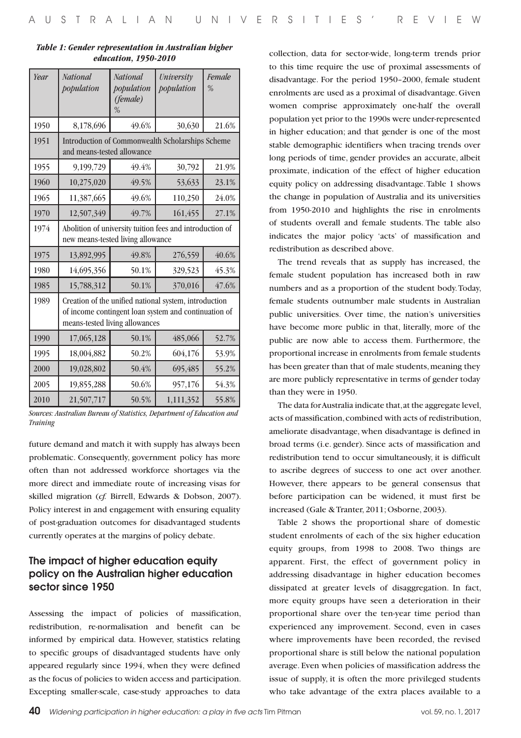*Table 1: Gender representation in Australian higher education, 1950-2010*

| Year | National population | National population (female) % | University population | Female % |
|---|---|---|---|---|
| 1950 | 8,178,696 | 49.6% | 30,630 | 21.6% |
| 1951 | Introduction of Commonwealth Scholarships Scheme and means-tested allowance | | | |
| 1955 | 9,199,729 | 49.4% | 30,792 | 21.9% |
| 1960 | 10,275,020 | 49.5% | 53,633 | 23.1% |
| 1965 | 11,387,665 | 49.6% | 110,250 | 24.0% |
| 1970 | 12,507,349 | 49.7% | 161,455 | 27.1% |
| 1974 | Abolition of university tuition fees and introduction of new means-tested living allowance | | | |
| 1975 | 13,892,995 | 49.8% | 276,559 | 40.6% |
| 1980 | 14,695,356 | 50.1% | 329,523 | 45.3% |
| 1985 | 15,788,312 | 50.1% | 370,016 | 47.6% |
| 1989 | Creation of the unified national system, introduction of income contingent loan system and continuation of means-tested living allowances | | | |
| 1990 | 17,065,128 | 50.1% | 485,066 | 52.7% |
| 1995 | 18,004,882 | 50.2% | 604,176 | 53.9% |
| 2000 | 19,028,802 | 50.4% | 695,485 | 55.2% |
| 2005 | 19,855,288 | 50.6% | 957,176 | 54.3% |
| 2010 | 21,507,717 | 50.5% | 1,111,352 | 55.8% |

*Sources: Australian Bureau of Statistics, Department of Education and Training*

future demand and match it with supply has always been problematic. Consequently, government policy has more often than not addressed workforce shortages via the more direct and immediate route of increasing visas for skilled migration (*cf.* Birrell, Edwards & Dobson, 2007). Policy interest in and engagement with ensuring equality of post-graduation outcomes for disadvantaged students currently operates at the margins of policy debate.

## The impact of higher education equity policy on the Australian higher education sector since 1950

Assessing the impact of policies of massification, redistribution, re-normalisation and benefit can be informed by empirical data. However, statistics relating to specific groups of disadvantaged students have only appeared regularly since 1994, when they were defined as the focus of policies to widen access and participation. Excepting smaller-scale, case-study approaches to data collection, data for sector-wide, long-term trends prior to this time require the use of proximal assessments of disadvantage. For the period 1950–2000, female student enrolments are used as a proximal of disadvantage. Given women comprise approximately one-half the overall population yet prior to the 1990s were under-represented in higher education; and that gender is one of the most stable demographic identifiers when tracing trends over long periods of time, gender provides an accurate, albeit proximate, indication of the effect of higher education equity policy on addressing disadvantage. Table 1 shows the change in population of Australia and its universities from 1950-2010 and highlights the rise in enrolments of students overall and female students. The table also indicates the major policy 'acts' of massification and redistribution as described above.

The trend reveals that as supply has increased, the female student population has increased both in raw numbers and as a proportion of the student body. Today, female students outnumber male students in Australian public universities. Over time, the nation's universities have become more public in that, literally, more of the public are now able to access them. Furthermore, the proportional increase in enrolments from female students has been greater than that of male students, meaning they are more publicly representative in terms of gender today than they were in 1950.

The data for Australia indicate that, at the aggregate level, acts of massification, combined with acts of redistribution, ameliorate disadvantage, when disadvantage is defined in broad terms (i.e. gender). Since acts of massification and redistribution tend to occur simultaneously, it is difficult to ascribe degrees of success to one act over another. However, there appears to be general consensus that before participation can be widened, it must first be increased (Gale & Tranter, 2011; Osborne, 2003).

Table 2 shows the proportional share of domestic student enrolments of each of the six higher education equity groups, from 1998 to 2008. Two things are apparent. First, the effect of government policy in addressing disadvantage in higher education becomes dissipated at greater levels of disaggregation. In fact, more equity groups have seen a deterioration in their proportional share over the ten-year time period than experienced any improvement. Second, even in cases where improvements have been recorded, the revised proportional share is still below the national population average. Even when policies of massification address the issue of supply, it is often the more privileged students who take advantage of the extra places available to a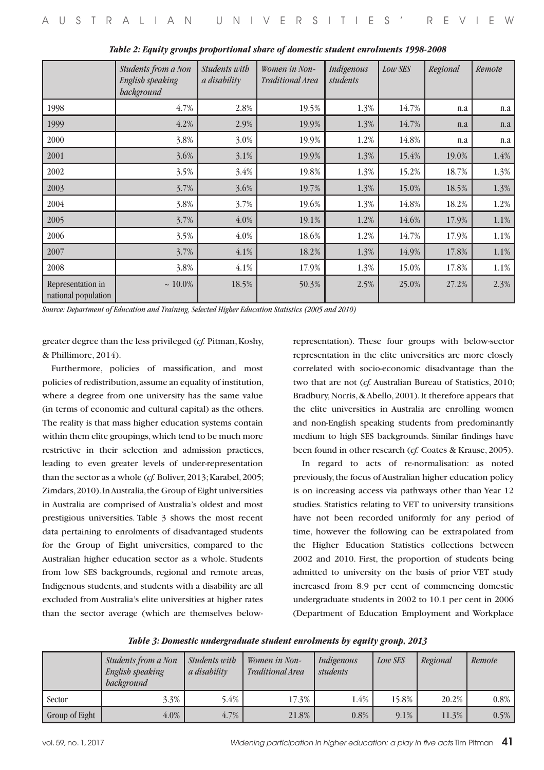*Table 2: Equity groups proportional share of domestic student enrolments 1998-2008*

| | *Students from a Non English speaking background* | *Students with a disability* | *Women in Non-Traditional Area* | *Indigenous students* | *Low SES* | *Regional* | *Remote* |
|---|---|---|---|---|---|---|---|
| 1998 | 4.7% | 2.8% | 19.5% | 1.3% | 14.7% | n.a | n.a |
| 1999 | 4.2% | 2.9% | 19.9% | 1.3% | 14.7% | n.a | n.a |
| 2000 | 3.8% | 3.0% | 19.9% | 1.2% | 14.8% | n.a | n.a |
| 2001 | 3.6% | 3.1% | 19.9% | 1.3% | 15.4% | 19.0% | 1.4% |
| 2002 | 3.5% | 3.4% | 19.8% | 1.3% | 15.2% | 18.7% | 1.3% |
| 2003 | 3.7% | 3.6% | 19.7% | 1.3% | 15.0% | 18.5% | 1.3% |
| 2004 | 3.8% | 3.7% | 19.6% | 1.3% | 14.8% | 18.2% | 1.2% |
| 2005 | 3.7% | 4.0% | 19.1% | 1.2% | 14.6% | 17.9% | 1.1% |
| 2006 | 3.5% | 4.0% | 18.6% | 1.2% | 14.7% | 17.9% | 1.1% |
| 2007 | 3.7% | 4.1% | 18.2% | 1.3% | 14.9% | 17.8% | 1.1% |
| 2008 | 3.8% | 4.1% | 17.9% | 1.3% | 15.0% | 17.8% | 1.1% |
| Representation in national population | ~ 10.0% | 18.5% | 50.3% | 2.5% | 25.0% | 27.2% | 2.3% |

*Source: Department of Education and Training, Selected Higher Education Statistics (2005 and 2010)*

greater degree than the less privileged (*cf.* Pitman, Koshy, & Phillimore, 2014).

Furthermore, policies of massification, and most policies of redistribution, assume an equality of institution, where a degree from one university has the same value (in terms of economic and cultural capital) as the others. The reality is that mass higher education systems contain within them elite groupings, which tend to be much more restrictive in their selection and admission practices, leading to even greater levels of under-representation than the sector as a whole (*cf.* Boliver, 2013; Karabel, 2005; Zimdars, 2010). In Australia, the Group of Eight universities in Australia are comprised of Australia's oldest and most prestigious universities. Table 3 shows the most recent data pertaining to enrolments of disadvantaged students for the Group of Eight universities, compared to the Australian higher education sector as a whole. Students from low SES backgrounds, regional and remote areas, Indigenous students, and students with a disability are all excluded from Australia's elite universities at higher rates than the sector average (which are themselves below-representation). These four groups with below-sector representation in the elite universities are more closely correlated with socio-economic disadvantage than the two that are not (*cf.* Australian Bureau of Statistics, 2010; Bradbury, Norris, & Abello, 2001). It therefore appears that the elite universities in Australia are enrolling women and non-English speaking students from predominantly medium to high SES backgrounds. Similar findings have been found in other research (*cf.* Coates & Krause, 2005).

In regard to acts of re-normalisation: as noted previously, the focus of Australian higher education policy is on increasing access via pathways other than Year 12 studies. Statistics relating to VET to university transitions have not been recorded uniformly for any period of time, however the following can be extrapolated from the Higher Education Statistics collections between 2002 and 2010. First, the proportion of students being admitted to university on the basis of prior VET study increased from 8.9 per cent of commencing domestic undergraduate students in 2002 to 10.1 per cent in 2006 (Department of Education Employment and Workplace

*Table 3: Domestic undergraduate student enrolments by equity group, 2013*

| | *Students from a Non English speaking background* | *Students with a disability* | *Women in Non-Traditional Area* | *Indigenous students* | *Low SES* | *Regional* | *Remote* |
|---|---|---|---|---|---|---|---|
| Sector | 3.3% | 5.4% | 17.3% | 1.4% | 15.8% | 20.2% | 0.8% |
| Group of Eight | 4.0% | 4.7% | 21.8% | 0.8% | 9.1% | 11.3% | 0.5% |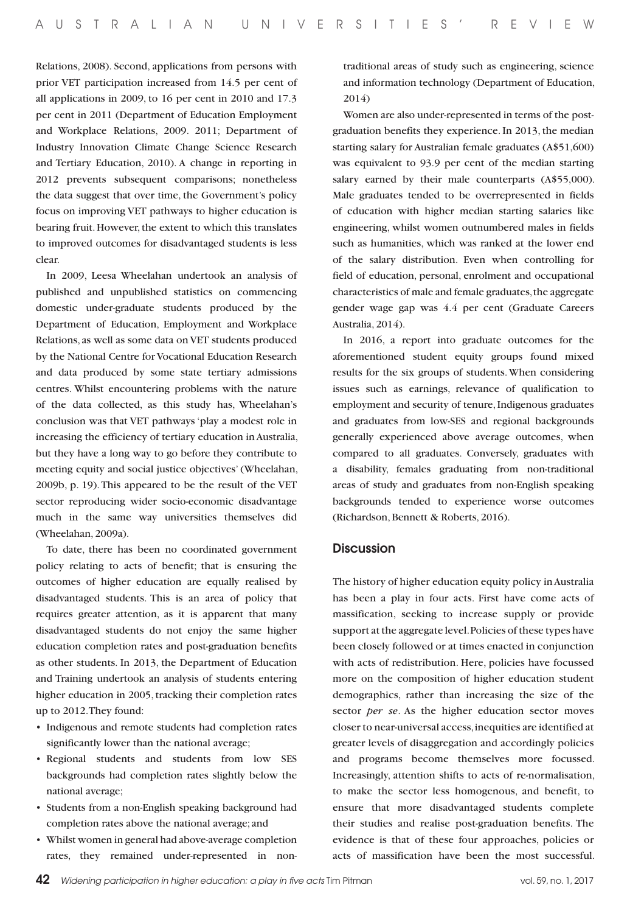Relations, 2008). Second, applications from persons with prior VET participation increased from 14.5 per cent of all applications in 2009, to 16 per cent in 2010 and 17.3 per cent in 2011 (Department of Education Employment and Workplace Relations, 2009. 2011; Department of Industry Innovation Climate Change Science Research and Tertiary Education, 2010). A change in reporting in 2012 prevents subsequent comparisons; nonetheless the data suggest that over time, the Government's policy focus on improving VET pathways to higher education is bearing fruit. However, the extent to which this translates to improved outcomes for disadvantaged students is less clear.

In 2009, Leesa Wheelahan undertook an analysis of published and unpublished statistics on commencing domestic under-graduate students produced by the Department of Education, Employment and Workplace Relations, as well as some data on VET students produced by the National Centre for Vocational Education Research and data produced by some state tertiary admissions centres. Whilst encountering problems with the nature of the data collected, as this study has, Wheelahan's conclusion was that VET pathways 'play a modest role in increasing the efficiency of tertiary education in Australia, but they have a long way to go before they contribute to meeting equity and social justice objectives' (Wheelahan, 2009b, p. 19). This appeared to be the result of the VET sector reproducing wider socio-economic disadvantage much in the same way universities themselves did (Wheelahan, 2009a).

To date, there has been no coordinated government policy relating to acts of benefit; that is ensuring the outcomes of higher education are equally realised by disadvantaged students. This is an area of policy that requires greater attention, as it is apparent that many disadvantaged students do not enjoy the same higher education completion rates and post-graduation benefits as other students. In 2013, the Department of Education and Training undertook an analysis of students entering higher education in 2005, tracking their completion rates up to 2012. They found:

- Indigenous and remote students had completion rates significantly lower than the national average;
- Regional students and students from low SES backgrounds had completion rates slightly below the national average;
- Students from a non-English speaking background had completion rates above the national average; and
- Whilst women in general had above-average completion rates, they remained under-represented in non-traditional areas of study such as engineering, science and information technology (Department of Education, 2014)

Women are also under-represented in terms of the post-graduation benefits they experience. In 2013, the median starting salary for Australian female graduates (A$51,600) was equivalent to 93.9 per cent of the median starting salary earned by their male counterparts (A$55,000). Male graduates tended to be overrepresented in fields of education with higher median starting salaries like engineering, whilst women outnumbered males in fields such as humanities, which was ranked at the lower end of the salary distribution. Even when controlling for field of education, personal, enrolment and occupational characteristics of male and female graduates, the aggregate gender wage gap was 4.4 per cent (Graduate Careers Australia, 2014).

In 2016, a report into graduate outcomes for the aforementioned student equity groups found mixed results for the six groups of students. When considering issues such as earnings, relevance of qualification to employment and security of tenure, Indigenous graduates and graduates from low-SES and regional backgrounds generally experienced above average outcomes, when compared to all graduates. Conversely, graduates with a disability, females graduating from non-traditional areas of study and graduates from non-English speaking backgrounds tended to experience worse outcomes (Richardson, Bennett & Roberts, 2016).

## Discussion

The history of higher education equity policy in Australia has been a play in four acts. First have come acts of massification, seeking to increase supply or provide support at the aggregate level. Policies of these types have been closely followed or at times enacted in conjunction with acts of redistribution. Here, policies have focussed more on the composition of higher education student demographics, rather than increasing the size of the sector *per se*. As the higher education sector moves closer to near-universal access, inequities are identified at greater levels of disaggregation and accordingly policies and programs become themselves more focussed. Increasingly, attention shifts to acts of re-normalisation, to make the sector less homogenous, and benefit, to ensure that more disadvantaged students complete their studies and realise post-graduation benefits. The evidence is that of these four approaches, policies or acts of massification have been the most successful.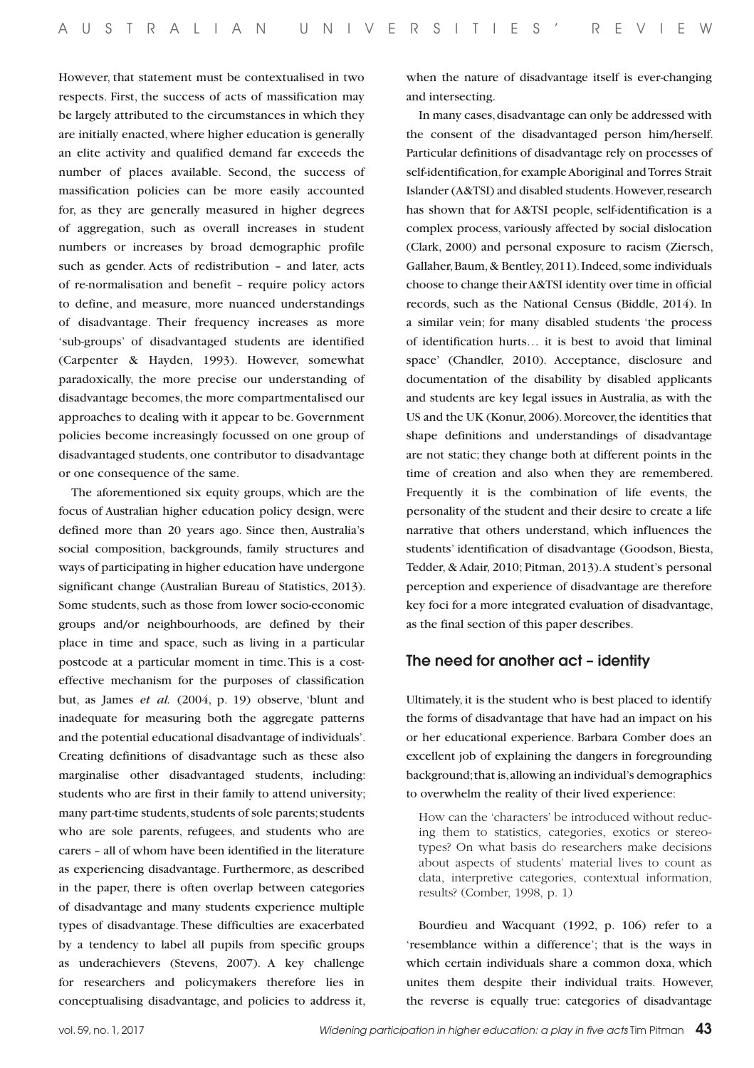However, that statement must be contextualised in two respects. First, the success of acts of massification may be largely attributed to the circumstances in which they are initially enacted, where higher education is generally an elite activity and qualified demand far exceeds the number of places available. Second, the success of massification policies can be more easily accounted for, as they are generally measured in higher degrees of aggregation, such as overall increases in student numbers or increases by broad demographic profile such as gender. Acts of redistribution – and later, acts of re-normalisation and benefit – require policy actors to define, and measure, more nuanced understandings of disadvantage. Their frequency increases as more 'sub-groups' of disadvantaged students are identified (Carpenter & Hayden, 1993). However, somewhat paradoxically, the more precise our understanding of disadvantage becomes, the more compartmentalised our approaches to dealing with it appear to be. Government policies become increasingly focussed on one group of disadvantaged students, one contributor to disadvantage or one consequence of the same.

The aforementioned six equity groups, which are the focus of Australian higher education policy design, were defined more than 20 years ago. Since then, Australia's social composition, backgrounds, family structures and ways of participating in higher education have undergone significant change (Australian Bureau of Statistics, 2013). Some students, such as those from lower socio-economic groups and/or neighbourhoods, are defined by their place in time and space, such as living in a particular postcode at a particular moment in time. This is a cost-effective mechanism for the purposes of classification but, as James *et al.* (2004, p. 19) observe, 'blunt and inadequate for measuring both the aggregate patterns and the potential educational disadvantage of individuals'. Creating definitions of disadvantage such as these also marginalise other disadvantaged students, including: students who are first in their family to attend university; many part-time students, students of sole parents; students who are sole parents, refugees, and students who are carers – all of whom have been identified in the literature as experiencing disadvantage. Furthermore, as described in the paper, there is often overlap between categories of disadvantage and many students experience multiple types of disadvantage. These difficulties are exacerbated by a tendency to label all pupils from specific groups as underachievers (Stevens, 2007). A key challenge for researchers and policymakers therefore lies in conceptualising disadvantage, and policies to address it, when the nature of disadvantage itself is ever-changing and intersecting.

In many cases, disadvantage can only be addressed with the consent of the disadvantaged person him/herself. Particular definitions of disadvantage rely on processes of self-identification, for example Aboriginal and Torres Strait Islander (A&TSI) and disabled students. However, research has shown that for A&TSI people, self-identification is a complex process, variously affected by social dislocation (Clark, 2000) and personal exposure to racism (Ziersch, Gallaher, Baum, & Bentley, 2011). Indeed, some individuals choose to change their A&TSI identity over time in official records, such as the National Census (Biddle, 2014). In a similar vein; for many disabled students 'the process of identification hurts… it is best to avoid that liminal space' (Chandler, 2010). Acceptance, disclosure and documentation of the disability by disabled applicants and students are key legal issues in Australia, as with the US and the UK (Konur, 2006). Moreover, the identities that shape definitions and understandings of disadvantage are not static; they change both at different points in the time of creation and also when they are remembered. Frequently it is the combination of life events, the personality of the student and their desire to create a life narrative that others understand, which influences the students' identification of disadvantage (Goodson, Biesta, Tedder, & Adair, 2010; Pitman, 2013). A student's personal perception and experience of disadvantage are therefore key foci for a more integrated evaluation of disadvantage, as the final section of this paper describes.

## The need for another act – identity

Ultimately, it is the student who is best placed to identify the forms of disadvantage that have had an impact on his or her educational experience. Barbara Comber does an excellent job of explaining the dangers in foregrounding background; that is, allowing an individual's demographics to overwhelm the reality of their lived experience:

> How can the 'characters' be introduced without reducing them to statistics, categories, exotics or stereotypes? On what basis do researchers make decisions about aspects of students' material lives to count as data, interpretive categories, contextual information, results? (Comber, 1998, p. 1)

Bourdieu and Wacquant (1992, p. 106) refer to a 'resemblance within a difference'; that is the ways in which certain individuals share a common doxa, which unites them despite their individual traits. However, the reverse is equally true: categories of disadvantage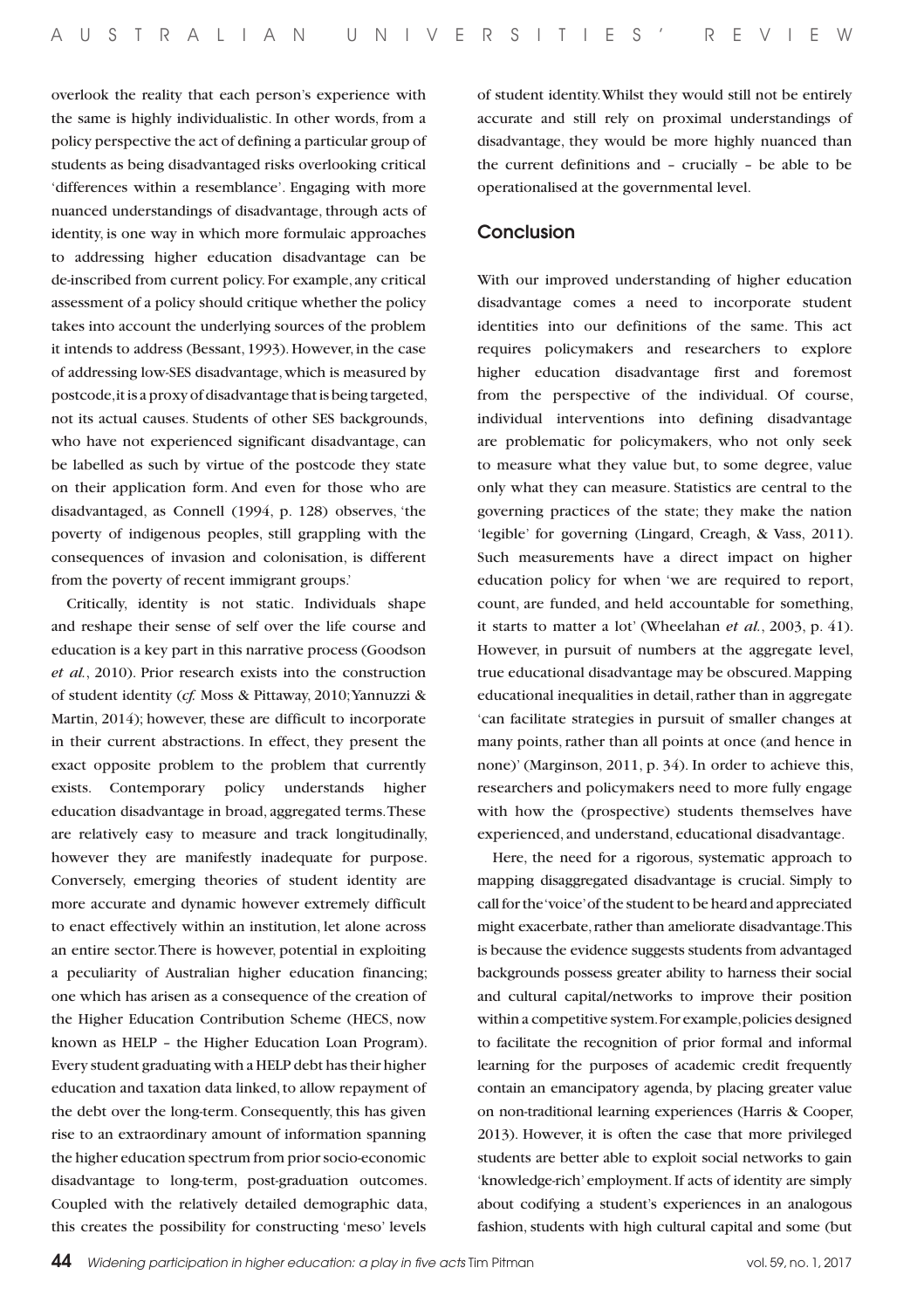overlook the reality that each person's experience with the same is highly individualistic. In other words, from a policy perspective the act of defining a particular group of students as being disadvantaged risks overlooking critical 'differences within a resemblance'. Engaging with more nuanced understandings of disadvantage, through acts of identity, is one way in which more formulaic approaches to addressing higher education disadvantage can be de-inscribed from current policy. For example, any critical assessment of a policy should critique whether the policy takes into account the underlying sources of the problem it intends to address (Bessant, 1993). However, in the case of addressing low-SES disadvantage, which is measured by postcode, it is a proxy of disadvantage that is being targeted, not its actual causes. Students of other SES backgrounds, who have not experienced significant disadvantage, can be labelled as such by virtue of the postcode they state on their application form. And even for those who are disadvantaged, as Connell (1994, p. 128) observes, 'the poverty of indigenous peoples, still grappling with the consequences of invasion and colonisation, is different from the poverty of recent immigrant groups.'

Critically, identity is not static. Individuals shape and reshape their sense of self over the life course and education is a key part in this narrative process (Goodson *et al.*, 2010). Prior research exists into the construction of student identity (*cf.* Moss & Pittaway, 2010; Yannuzzi & Martin, 2014); however, these are difficult to incorporate in their current abstractions. In effect, they present the exact opposite problem to the problem that currently exists. Contemporary policy understands higher education disadvantage in broad, aggregated terms. These are relatively easy to measure and track longitudinally, however they are manifestly inadequate for purpose. Conversely, emerging theories of student identity are more accurate and dynamic however extremely difficult to enact effectively within an institution, let alone across an entire sector. There is however, potential in exploiting a peculiarity of Australian higher education financing; one which has arisen as a consequence of the creation of the Higher Education Contribution Scheme (HECS, now known as HELP – the Higher Education Loan Program). Every student graduating with a HELP debt has their higher education and taxation data linked, to allow repayment of the debt over the long-term. Consequently, this has given rise to an extraordinary amount of information spanning the higher education spectrum from prior socio-economic disadvantage to long-term, post-graduation outcomes. Coupled with the relatively detailed demographic data, this creates the possibility for constructing 'meso' levels of student identity. Whilst they would still not be entirely accurate and still rely on proximal understandings of disadvantage, they would be more highly nuanced than the current definitions and – crucially – be able to be operationalised at the governmental level.

## Conclusion

With our improved understanding of higher education disadvantage comes a need to incorporate student identities into our definitions of the same. This act requires policymakers and researchers to explore higher education disadvantage first and foremost from the perspective of the individual. Of course, individual interventions into defining disadvantage are problematic for policymakers, who not only seek to measure what they value but, to some degree, value only what they can measure. Statistics are central to the governing practices of the state; they make the nation 'legible' for governing (Lingard, Creagh, & Vass, 2011). Such measurements have a direct impact on higher education policy for when 'we are required to report, count, are funded, and held accountable for something, it starts to matter a lot' (Wheelahan *et al.*, 2003, p. 41). However, in pursuit of numbers at the aggregate level, true educational disadvantage may be obscured. Mapping educational inequalities in detail, rather than in aggregate 'can facilitate strategies in pursuit of smaller changes at many points, rather than all points at once (and hence in none)' (Marginson, 2011, p. 34). In order to achieve this, researchers and policymakers need to more fully engage with how the (prospective) students themselves have experienced, and understand, educational disadvantage.

Here, the need for a rigorous, systematic approach to mapping disaggregated disadvantage is crucial. Simply to call for the 'voice' of the student to be heard and appreciated might exacerbate, rather than ameliorate disadvantage. This is because the evidence suggests students from advantaged backgrounds possess greater ability to harness their social and cultural capital/networks to improve their position within a competitive system. For example, policies designed to facilitate the recognition of prior formal and informal learning for the purposes of academic credit frequently contain an emancipatory agenda, by placing greater value on non-traditional learning experiences (Harris & Cooper, 2013). However, it is often the case that more privileged students are better able to exploit social networks to gain 'knowledge-rich' employment. If acts of identity are simply about codifying a student's experiences in an analogous fashion, students with high cultural capital and some (but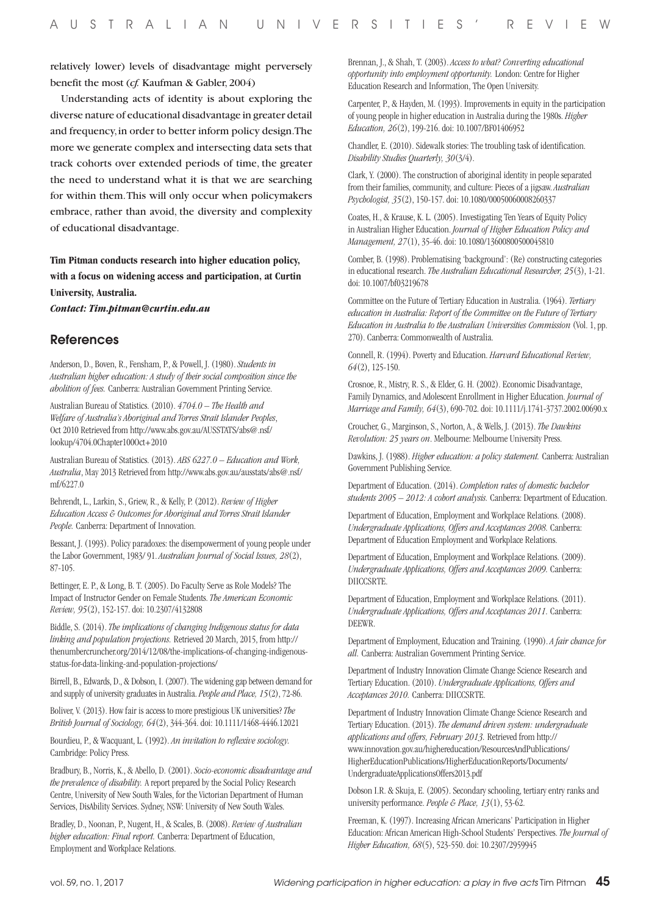relatively lower) levels of disadvantage might perversely benefit the most (*cf.* Kaufman & Gabler, 2004)

Understanding acts of identity is about exploring the diverse nature of educational disadvantage in greater detail and frequency, in order to better inform policy design. The more we generate complex and intersecting data sets that track cohorts over extended periods of time, the greater the need to understand what it is that we are searching for within them. This will only occur when policymakers embrace, rather than avoid, the diversity and complexity of educational disadvantage.

**Tim Pitman conducts research into higher education policy, with a focus on widening access and participation, at Curtin University, Australia.**

***Contact: Tim.pitman@curtin.edu.au***

## References

Anderson, D., Boven, R., Fensham, P., & Powell, J. (1980). *Students in Australian higher education: A study of their social composition since the abolition of fees.* Canberra: Australian Government Printing Service.

Australian Bureau of Statistics. (2010). *4704.0 – The Health and Welfare of Australia's Aboriginal and Torres Strait Islander Peoples*, Oct 2010 Retrieved from http://www.abs.gov.au/AUSSTATS/abs@.nsf/lookup/4704.0Chapter100Oct+2010

Australian Bureau of Statistics. (2013). *ABS 6227.0 – Education and Work, Australia*, May 2013 Retrieved from http://www.abs.gov.au/ausstats/abs@.nsf/mf/6227.0

Behrendt, L., Larkin, S., Griew, R., & Kelly, P. (2012). *Review of Higher Education Access & Outcomes for Aboriginal and Torres Strait Islander People.* Canberra: Department of Innovation.

Bessant, J. (1993). Policy paradoxes: the disempowerment of young people under the Labor Government, 1983/ 91. *Australian Journal of Social Issues, 28*(2), 87-105.

Bettinger, E. P., & Long, B. T. (2005). Do Faculty Serve as Role Models? The Impact of Instructor Gender on Female Students. *The American Economic Review, 95*(2), 152-157. doi: 10.2307/4132808

Biddle, S. (2014). *The implications of changing Indigenous status for data linking and population projections.* Retrieved 20 March, 2015, from http://thenumbercruncher.org/2014/12/08/the-implications-of-changing-indigenous-status-for-data-linking-and-population-projections/

Birrell, B., Edwards, D., & Dobson, I. (2007). The widening gap between demand for and supply of university graduates in Australia. *People and Place, 15*(2), 72-86.

Boliver, V. (2013). How fair is access to more prestigious UK universities? *The British Journal of Sociology, 64*(2), 344-364. doi: 10.1111/1468-4446.12021

Bourdieu, P., & Wacquant, L. (1992). *An invitation to reflexive sociology.* Cambridge: Policy Press.

Bradbury, B., Norris, K., & Abello, D. (2001). *Socio-economic disadvantage and the prevalence of disability.* A report prepared by the Social Policy Research Centre, University of New South Wales, for the Victorian Department of Human Services, DisAbility Services. Sydney, NSW: University of New South Wales.

Bradley, D., Noonan, P., Nugent, H., & Scales, B. (2008). *Review of Australian higher education: Final report.* Canberra: Department of Education, Employment and Workplace Relations.

Brennan, J., & Shah, T. (2003). *Access to what? Converting educational opportunity into employment opportunity.* London: Centre for Higher Education Research and Information, The Open University.

Carpenter, P., & Hayden, M. (1993). Improvements in equity in the participation of young people in higher education in Australia during the 1980s. *Higher Education, 26*(2), 199-216. doi: 10.1007/BF01406952

Chandler, E. (2010). Sidewalk stories: The troubling task of identification. *Disability Studies Quarterly, 30*(3/4).

Clark, Y. (2000). The construction of aboriginal identity in people separated from their families, community, and culture: Pieces of a jigsaw. *Australian Psychologist, 35*(2), 150-157. doi: 10.1080/00050060008260337

Coates, H., & Krause, K. L. (2005). Investigating Ten Years of Equity Policy in Australian Higher Education. *Journal of Higher Education Policy and Management, 27*(1), 35-46. doi: 10.1080/13600800500045810

Comber, B. (1998). Problematising 'background': (Re) constructing categories in educational research. *The Australian Educational Researcher, 25*(3), 1-21. doi: 10.1007/bf03219678

Committee on the Future of Tertiary Education in Australia. (1964). *Tertiary education in Australia: Report of the Committee on the Future of Tertiary Education in Australia to the Australian Universities Commission* (Vol. 1, pp. 270). Canberra: Commonwealth of Australia.

Connell, R. (1994). Poverty and Education. *Harvard Educational Review, 64*(2), 125-150.

Crosnoe, R., Mistry, R. S., & Elder, G. H. (2002). Economic Disadvantage, Family Dynamics, and Adolescent Enrollment in Higher Education. *Journal of Marriage and Family, 64*(3), 690-702. doi: 10.1111/j.1741-3737.2002.00690.x

Croucher, G., Marginson, S., Norton, A., & Wells, J. (2013). *The Dawkins Revolution: 25 years on*. Melbourne: Melbourne University Press.

Dawkins, J. (1988). *Higher education: a policy statement.* Canberra: Australian Government Publishing Service.

Department of Education. (2014). *Completion rates of domestic bachelor students 2005 – 2012: A cohort analysis.* Canberra: Department of Education.

Department of Education, Employment and Workplace Relations. (2008). *Undergraduate Applications, Offers and Acceptances 2008.* Canberra: Department of Education Employment and Workplace Relations.

Department of Education, Employment and Workplace Relations. (2009). *Undergraduate Applications, Offers and Acceptances 2009.* Canberra: DIICCSRTE.

Department of Education, Employment and Workplace Relations. (2011). *Undergraduate Applications, Offers and Acceptances 2011.* Canberra: DEEWR.

Department of Employment, Education and Training. (1990). *A fair chance for all.* Canberra: Australian Government Printing Service.

Department of Industry Innovation Climate Change Science Research and Tertiary Education. (2010). *Undergraduate Applications, Offers and Acceptances 2010.* Canberra: DIICCSRTE.

Department of Industry Innovation Climate Change Science Research and Tertiary Education. (2013). *The demand driven system: undergraduate applications and offers, February 2013.* Retrieved from http://www.innovation.gov.au/highereducation/ResourcesAndPublications/HigherEducationPublications/HigherEducationReports/Documents/UndergraduateApplicationsOffers2013.pdf

Dobson I.R. & Skuja, E. (2005). Secondary schooling, tertiary entry ranks and university performance. *People & Place, 13*(1), 53-62.

Freeman, K. (1997). Increasing African Americans' Participation in Higher Education: African American High-School Students' Perspectives. *The Journal of Higher Education, 68*(5), 523-550. doi: 10.2307/2959945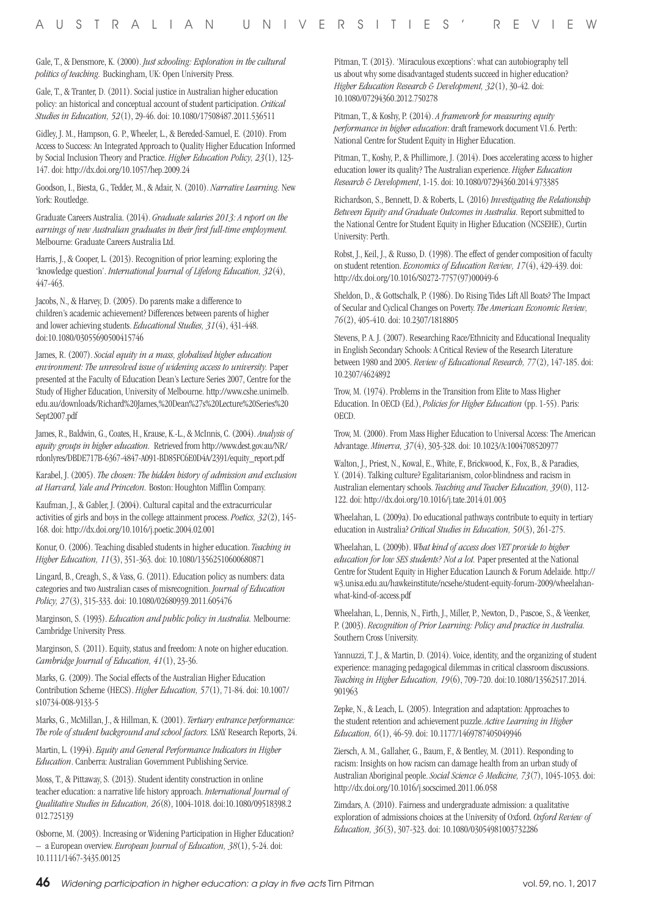Gale, T., & Densmore, K. (2000). *Just schooling: Exploration in the cultural politics of teaching.* Buckingham, UK: Open University Press.

Gale, T., & Tranter, D. (2011). Social justice in Australian higher education policy: an historical and conceptual account of student participation. *Critical Studies in Education, 52*(1), 29-46. doi: 10.1080/17508487.2011.536511

Gidley, J. M., Hampson, G. P., Wheeler, L., & Bereded-Samuel, E. (2010). From Access to Success: An Integrated Approach to Quality Higher Education Informed by Social Inclusion Theory and Practice. *Higher Education Policy, 23*(1), 123-147. doi: http://dx.doi.org/10.1057/hep.2009.24

Goodson, I., Biesta, G., Tedder, M., & Adair, N. (2010). *Narrative Learning.* New York: Routledge.

Graduate Careers Australia. (2014). *Graduate salaries 2013: A report on the earnings of new Australian graduates in their first full-time employment.* Melbourne: Graduate Careers Australia Ltd.

Harris, J., & Cooper, L. (2013). Recognition of prior learning: exploring the 'knowledge question'. *International Journal of Lifelong Education, 32*(4), 447-463.

Jacobs, N., & Harvey, D. (2005). Do parents make a difference to children's academic achievement? Differences between parents of higher and lower achieving students. *Educational Studies, 31*(4), 431-448. doi:10.1080/03055690500415746

James, R. (2007). *Social equity in a mass, globalised higher education environment: The unresolved issue of widening access to university.* Paper presented at the Faculty of Education Dean's Lecture Series 2007, Centre for the Study of Higher Education, University of Melbourne. http://www.cshe.unimelb.edu.au/downloads/Richard%20James,%20Dean%27s%20Lecture%20Series%20Sept2007.pdf

James, R., Baldwin, G., Coates, H., Krause, K.-L., & McInnis, C. (2004). *Analysis of equity groups in higher education.* Retrieved from http://www.dest.gov.au/NR/rdonlyres/DBDE717B-6367-4847-A091-BD85FC6E0D4A/2391/equity_report.pdf

Karabel, J. (2005). *The chosen: The hidden history of admission and exclusion at Harvard, Yale and Princeton.* Boston: Houghton Mifflin Company.

Kaufman, J., & Gabler, J. (2004). Cultural capital and the extracurricular activities of girls and boys in the college attainment process. *Poetics, 32*(2), 145-168. doi: http://dx.doi.org/10.1016/j.poetic.2004.02.001

Konur, O. (2006). Teaching disabled students in higher education. *Teaching in Higher Education, 11*(3), 351-363. doi: 10.1080/13562510600680871

Lingard, B., Creagh, S., & Vass, G. (2011). Education policy as numbers: data categories and two Australian cases of misrecognition. *Journal of Education Policy, 27*(3), 315-333. doi: 10.1080/02680939.2011.605476

Marginson, S. (1993). *Education and public policy in Australia.* Melbourne: Cambridge University Press.

Marginson, S. (2011). Equity, status and freedom: A note on higher education. *Cambridge Journal of Education, 41*(1), 23-36.

Marks, G. (2009). The Social effects of the Australian Higher Education Contribution Scheme (HECS). *Higher Education, 57*(1), 71-84. doi: 10.1007/s10734-008-9133-5

Marks, G., McMillan, J., & Hillman, K. (2001). *Tertiary entrance performance: The role of student background and school factors.* LSAY Research Reports, 24.

Martin, L. (1994). *Equity and General Performance Indicators in Higher Education*. Canberra: Australian Government Publishing Service.

Moss, T., & Pittaway, S. (2013). Student identity construction in online teacher education: a narrative life history approach. *International Journal of Qualitative Studies in Education, 26*(8), 1004-1018. doi:10.1080/09518398.2012.725139

Osborne, M. (2003). Increasing or Widening Participation in Higher Education? – a European overview. *European Journal of Education, 38*(1), 5-24. doi: 10.1111/1467-3435.00125

Pitman, T. (2013). 'Miraculous exceptions': what can autobiography tell us about why some disadvantaged students succeed in higher education? *Higher Education Research & Development, 32*(1), 30-42. doi: 10.1080/07294360.2012.750278

Pitman, T., & Koshy, P. (2014). *A framework for measuring equity performance in higher education*: draft framework document V1.6. Perth: National Centre for Student Equity in Higher Education.

Pitman, T., Koshy, P., & Phillimore, J. (2014). Does accelerating access to higher education lower its quality? The Australian experience. *Higher Education Research & Development*, 1-15. doi: 10.1080/07294360.2014.973385

Richardson, S., Bennett, D. & Roberts, L. (2016) *Investigating the Relationship Between Equity and Graduate Outcomes in Australia.* Report submitted to the National Centre for Student Equity in Higher Education (NCSEHE), Curtin University: Perth.

Robst, J., Keil, J., & Russo, D. (1998). The effect of gender composition of faculty on student retention. *Economics of Education Review, 17*(4), 429-439. doi: http://dx.doi.org/10.1016/S0272-7757(97)00049-6

Sheldon, D., & Gottschalk, P. (1986). Do Rising Tides Lift All Boats? The Impact of Secular and Cyclical Changes on Poverty. *The American Economic Review, 76*(2), 405-410. doi: 10.2307/1818805

Stevens, P. A. J. (2007). Researching Race/Ethnicity and Educational Inequality in English Secondary Schools: A Critical Review of the Research Literature between 1980 and 2005. *Review of Educational Research, 77*(2), 147-185. doi: 10.2307/4624892

Trow, M. (1974). Problems in the Transition from Elite to Mass Higher Education. In OECD (Ed.), *Policies for Higher Education* (pp. 1-55). Paris: OECD.

Trow, M. (2000). From Mass Higher Education to Universal Access: The American Advantage. *Minerva, 37*(4), 303-328. doi: 10.1023/A:1004708520977

Walton, J., Priest, N., Kowal, E., White, F., Brickwood, K., Fox, B., & Paradies, Y. (2014). Talking culture? Egalitarianism, color-blindness and racism in Australian elementary schools. *Teaching and Teacher Education, 39*(0), 112-122. doi: http://dx.doi.org/10.1016/j.tate.2014.01.003

Wheelahan, L. (2009a). Do educational pathways contribute to equity in tertiary education in Australia? *Critical Studies in Education, 50*(3), 261-275.

Wheelahan, L. (2009b). *What kind of access does VET provide to higher education for low SES students? Not a lot.* Paper presented at the National Centre for Student Equity in Higher Education Launch & Forum Adelaide. http://w3.unisa.edu.au/hawkeinstitute/ncsehe/student-equity-forum-2009/wheelahan-what-kind-of-access.pdf

Wheelahan, L., Dennis, N., Firth, J., Miller, P., Newton, D., Pascoe, S., & Veenker, P. (2003). *Recognition of Prior Learning: Policy and practice in Australia.* Southern Cross University.

Yannuzzi, T. J., & Martin, D. (2014). Voice, identity, and the organizing of student experience: managing pedagogical dilemmas in critical classroom discussions. *Teaching in Higher Education, 19*(6), 709-720. doi:10.1080/13562517.2014.901963

Zepke, N., & Leach, L. (2005). Integration and adaptation: Approaches to the student retention and achievement puzzle. *Active Learning in Higher Education, 6*(1), 46-59. doi: 10.1177/1469787405049946

Ziersch, A. M., Gallaher, G., Baum, F., & Bentley, M. (2011). Responding to racism: Insights on how racism can damage health from an urban study of Australian Aboriginal people. *Social Science & Medicine, 73*(7), 1045-1053. doi: http://dx.doi.org/10.1016/j.socscimed.2011.06.058

Zimdars, A. (2010). Fairness and undergraduate admission: a qualitative exploration of admissions choices at the University of Oxford. *Oxford Review of Education, 36*(3), 307-323. doi: 10.1080/03054981003732286